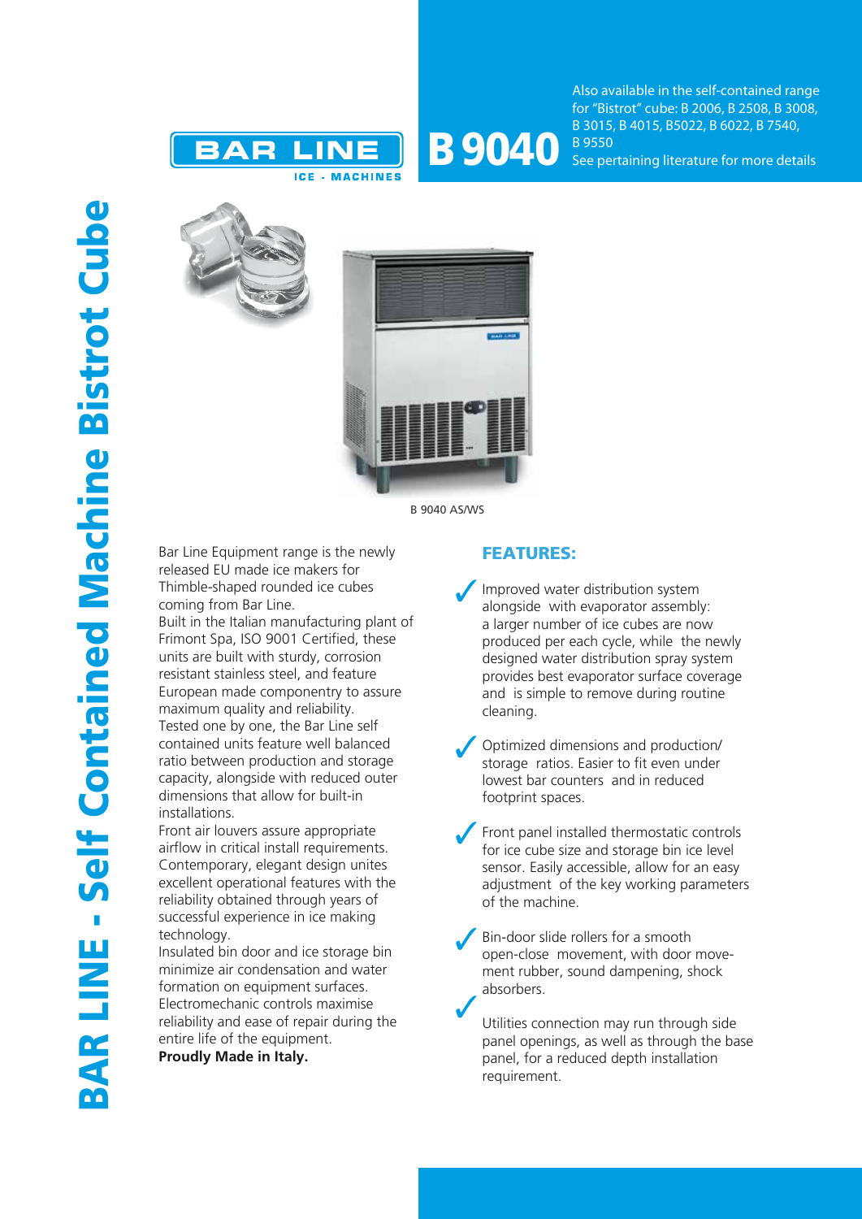# BAR LINE - Self Contained Machine Bistrot Cube

BAR LINE
ICE - MACHINES

# B 9040

Also available in the self-contained range for "Bistrot" cube: B 2006, B 2508, B 3008, B 3015, B 4015, B5022, B 6022, B 7540, B 9550
See pertaining literature for more details

B 9040 AS/WS

Bar Line Equipment range is the newly released EU made ice makers for Thimble-shaped rounded ice cubes coming from Bar Line.
Built in the Italian manufacturing plant of Frimont Spa, ISO 9001 Certified, these units are built with sturdy, corrosion resistant stainless steel, and feature European made componentry to assure maximum quality and reliability.
Tested one by one, the Bar Line self contained units feature well balanced ratio between production and storage capacity, alongside with reduced outer dimensions that allow for built-in installations.
Front air louvers assure appropriate airflow in critical install requirements.
Contemporary, elegant design unites excellent operational features with the reliability obtained through years of successful experience in ice making technology.
Insulated bin door and ice storage bin minimize air condensation and water formation on equipment surfaces.
Electromechanic controls maximise reliability and ease of repair during the entire life of the equipment.
**Proudly Made in Italy.**

## FEATURES:

- ✓ Improved water distribution system alongside with evaporator assembly: a larger number of ice cubes are now produced per each cycle, while the newly designed water distribution spray system provides best evaporator surface coverage and is simple to remove during routine cleaning.
- ✓ Optimized dimensions and production/storage ratios. Easier to fit even under lowest bar counters and in reduced footprint spaces.
- ✓ Front panel installed thermostatic controls for ice cube size and storage bin ice level sensor. Easily accessible, allow for an easy adjustment of the key working parameters of the machine.
- ✓ Bin-door slide rollers for a smooth open-close movement, with door movement rubber, sound dampening, shock absorbers.
- ✓ Utilities connection may run through side panel openings, as well as through the base panel, for a reduced depth installation requirement.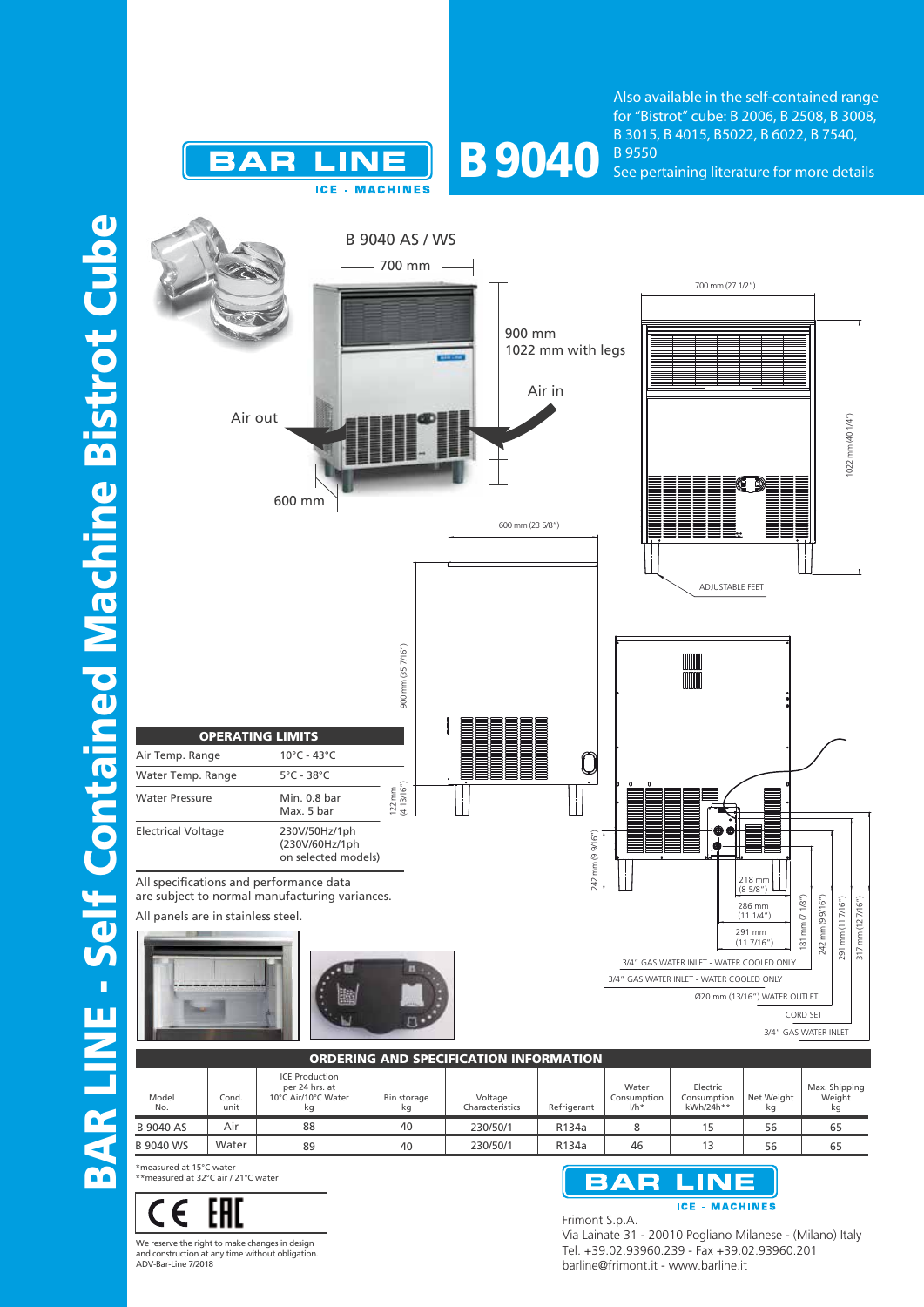# BAR LINE - Self Contained Machine Bistrot Cube

BAR LINE
ICE - MACHINES

# B 9040

Also available in the self-contained range for "Bistrot" cube: B 2006, B 2508, B 3008, B 3015, B 4015, B5022, B 6022, B 7540, B 9550
See pertaining literature for more details

B 9040 AS / WS

700 mm

900 mm
1022 mm with legs

Air in

Air out

600 mm

700 mm (27 1/2")

1022 mm (40 1/4")

ADJUSTABLE FEET

600 mm (23 5/8")

900 mm (35 7/16")

122 mm (4 13/16")

242 mm (9 9/16")

218 mm (8 5/8")

286 mm (11 1/4")

291 mm (11 7/16")

181 mm (7 1/8")

242 mm (9 9/16")

291 mm (11 7/16")

317 mm (12 7/16")

3/4" GAS WATER INLET - WATER COOLED ONLY

3/4" GAS WATER INLET - WATER COOLED ONLY

Ø20 mm (13/16") WATER OUTLET

CORD SET

3/4" GAS WATER INLET

## OPERATING LIMITS

| | |
|---|---|
| Air Temp. Range | 10°C - 43°C |
| Water Temp. Range | 5°C - 38°C |
| Water Pressure | Min. 0.8 bar<br>Max. 5 bar |
| Electrical Voltage | 230V/50Hz/1ph<br>(230V/60Hz/1ph on selected models) |

All specifications and performance data are subject to normal manufacturing variances.

All panels are in stainless steel.

## ORDERING AND SPECIFICATION INFORMATION

| Model No. | Cond. unit | ICE Production per 24 hrs. at 10°C Air/10°C Water kg | Bin storage kg | Voltage Characteristics | Refrigerant | Water Consumption l/h* | Electric Consumption kWh/24h** | Net Weight kg | Max. Shipping Weight kg |
|---|---|---|---|---|---|---|---|---|---|
| B 9040 AS | Air | 88 | 40 | 230/50/1 | R134a | 8 | 15 | 56 | 65 |
| B 9040 WS | Water | 89 | 40 | 230/50/1 | R134a | 46 | 13 | 56 | 65 |

*measured at 15°C water
**measured at 32°C air / 21°C water

CE EAC

We reserve the right to make changes in design and construction at any time without obligation.
ADV-Bar-Line 7/2018

BAR LINE
ICE - MACHINES

Frimont S.p.A.
Via Lainate 31 - 20010 Pogliano Milanese - (Milano) Italy
Tel. +39.02.93960.239 - Fax +39.02.93960.201
barline@frimont.it - www.barline.it